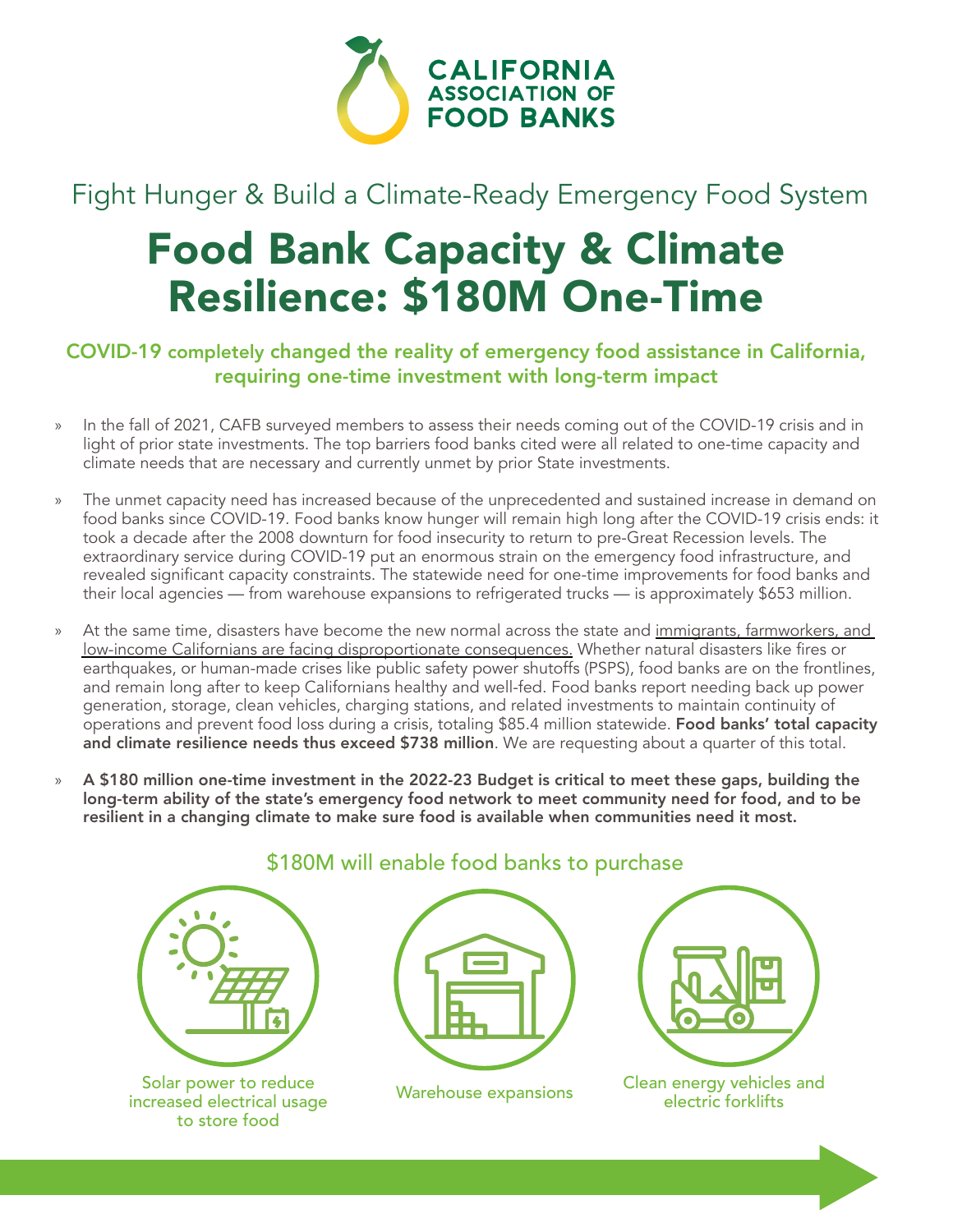CALIFORNIA ASSOCIATION OF FOOD BANKS

Fight Hunger & Build a Climate-Ready Emergency Food System

# Food Bank Capacity & Climate Resilience: $180M One-Time

### COVID-19 completely changed the reality of emergency food assistance in California, requiring one-time investment with long-term impact

- In the fall of 2021, CAFB surveyed members to assess their needs coming out of the COVID-19 crisis and in light of prior state investments. The top barriers food banks cited were all related to one-time capacity and climate needs that are necessary and currently unmet by prior State investments.
- The unmet capacity need has increased because of the unprecedented and sustained increase in demand on food banks since COVID-19. Food banks know hunger will remain high long after the COVID-19 crisis ends: it took a decade after the 2008 downturn for food insecurity to return to pre-Great Recession levels. The extraordinary service during COVID-19 put an enormous strain on the emergency food infrastructure, and revealed significant capacity constraints. The statewide need for one-time improvements for food banks and their local agencies — from warehouse expansions to refrigerated trucks — is approximately $653 million.
- At the same time, disasters have become the new normal across the state and immigrants, farmworkers, and low-income Californians are facing disproportionate consequences. Whether natural disasters like fires or earthquakes, or human-made crises like public safety power shutoffs (PSPS), food banks are on the frontlines, and remain long after to keep Californians healthy and well-fed. Food banks report needing back up power generation, storage, clean vehicles, charging stations, and related investments to maintain continuity of operations and prevent food loss during a crisis, totaling $85.4 million statewide. **Food banks' total capacity and climate resilience needs thus exceed $738 million**. We are requesting about a quarter of this total.
- **A $180 million one-time investment in the 2022-23 Budget is critical to meet these gaps, building the long-term ability of the state's emergency food network to meet community need for food, and to be resilient in a changing climate to make sure food is available when communities need it most.**

## $180M will enable food banks to purchase

- Solar power to reduce increased electrical usage to store food
- Warehouse expansions
- Clean energy vehicles and electric forklifts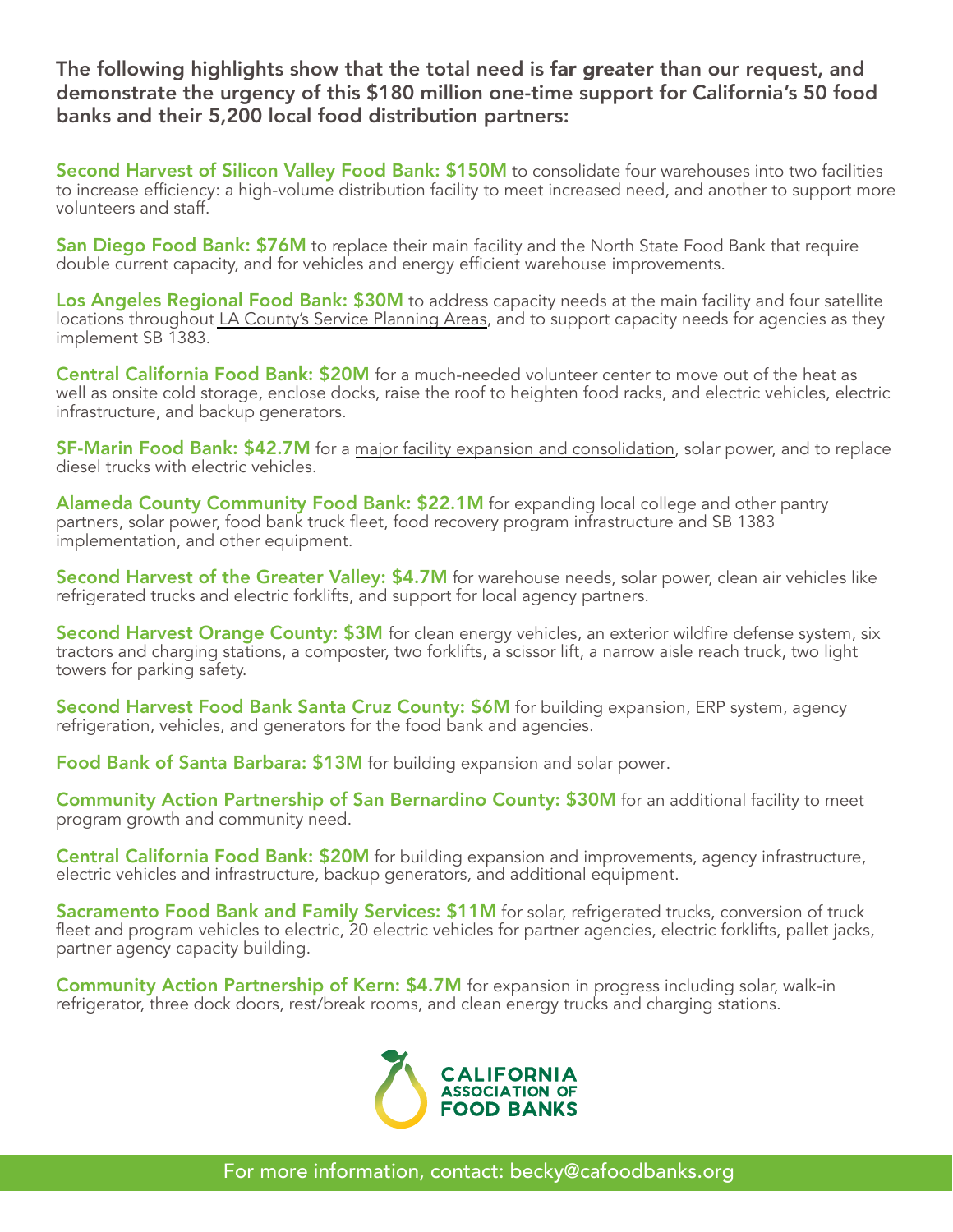**The following highlights show that the total need is far greater than our request, and demonstrate the urgency of this $180 million one-time support for California's 50 food banks and their 5,200 local food distribution partners:**

**Second Harvest of Silicon Valley Food Bank: $150M** to consolidate four warehouses into two facilities to increase efficiency: a high-volume distribution facility to meet increased need, and another to support more volunteers and staff.

**San Diego Food Bank: $76M** to replace their main facility and the North State Food Bank that require double current capacity, and for vehicles and energy efficient warehouse improvements.

**Los Angeles Regional Food Bank: $30M** to address capacity needs at the main facility and four satellite locations throughout LA County's Service Planning Areas, and to support capacity needs for agencies as they implement SB 1383.

**Central California Food Bank: $20M** for a much-needed volunteer center to move out of the heat as well as onsite cold storage, enclose docks, raise the roof to heighten food racks, and electric vehicles, electric infrastructure, and backup generators.

**SF-Marin Food Bank: $42.7M** for a major facility expansion and consolidation, solar power, and to replace diesel trucks with electric vehicles.

**Alameda County Community Food Bank: $22.1M** for expanding local college and other pantry partners, solar power, food bank truck fleet, food recovery program infrastructure and SB 1383 implementation, and other equipment.

**Second Harvest of the Greater Valley: $4.7M** for warehouse needs, solar power, clean air vehicles like refrigerated trucks and electric forklifts, and support for local agency partners.

**Second Harvest Orange County: $3M** for clean energy vehicles, an exterior wildfire defense system, six tractors and charging stations, a composter, two forklifts, a scissor lift, a narrow aisle reach truck, two light towers for parking safety.

**Second Harvest Food Bank Santa Cruz County: $6M** for building expansion, ERP system, agency refrigeration, vehicles, and generators for the food bank and agencies.

**Food Bank of Santa Barbara: $13M** for building expansion and solar power.

**Community Action Partnership of San Bernardino County: $30M** for an additional facility to meet program growth and community need.

**Central California Food Bank: $20M** for building expansion and improvements, agency infrastructure, electric vehicles and infrastructure, backup generators, and additional equipment.

**Sacramento Food Bank and Family Services: $11M** for solar, refrigerated trucks, conversion of truck fleet and program vehicles to electric, 20 electric vehicles for partner agencies, electric forklifts, pallet jacks, partner agency capacity building.

**Community Action Partnership of Kern: $4.7M** for expansion in progress including solar, walk-in refrigerator, three dock doors, rest/break rooms, and clean energy trucks and charging stations.

CALIFORNIA ASSOCIATION OF FOOD BANKS

For more information, contact: becky@cafoodbanks.org